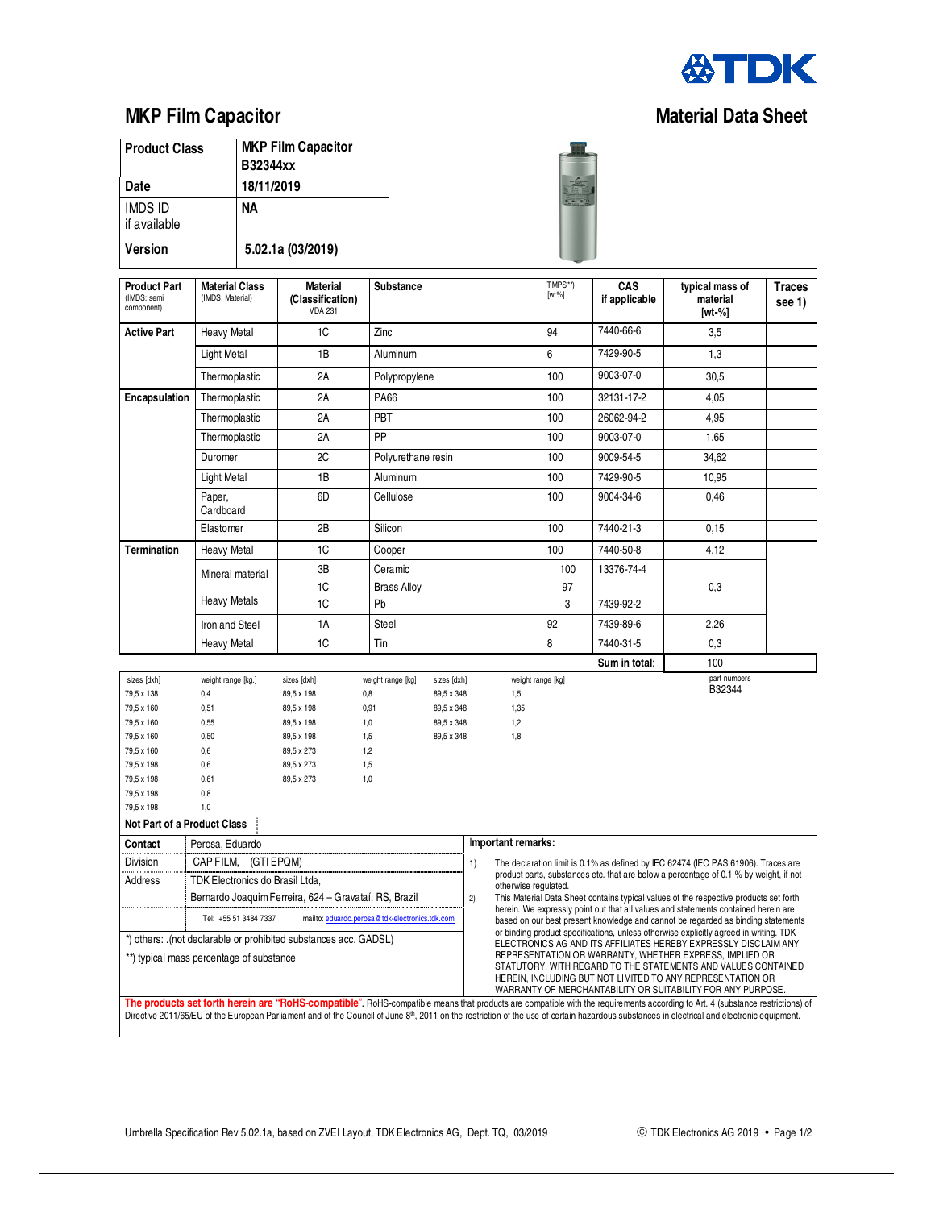# MKP Film Capacitor

## Material Data Sheet

| Product Class | MKP Film Capacitor B32344xx |
|---|---|
| Date | 18/11/2019 |
| IMDS ID if available | NA |
| Version | 5.02.1a (03/2019) |

| Product Part (IMDS: semi component) | Material Class (IMDS: Material) | Material (Classification) VDA 231 | Substance | TMPS**) [wt%] | CAS if applicable | typical mass of material [wt-%] | Traces see 1) |
|---|---|---|---|---|---|---|---|
| Active Part | Heavy Metal | 1C | Zinc | 94 | 7440-66-6 | 3,5 | |
| | Light Metal | 1B | Aluminum | 6 | 7429-90-5 | 1,3 | |
| | Thermoplastic | 2A | Polypropylene | 100 | 9003-07-0 | 30,5 | |
| Encapsulation | Thermoplastic | 2A | PA66 | 100 | 32131-17-2 | 4,05 | |
| | Thermoplastic | 2A | PBT | 100 | 26062-94-2 | 4,95 | |
| | Thermoplastic | 2A | PP | 100 | 9003-07-0 | 1,65 | |
| | Duromer | 2C | Polyurethane resin | 100 | 9009-54-5 | 34,62 | |
| | Light Metal | 1B | Aluminum | 100 | 7429-90-5 | 10,95 | |
| | Paper, Cardboard | 6D | Cellulose | 100 | 9004-34-6 | 0,46 | |
| | Elastomer | 2B | Silicon | 100 | 7440-21-3 | 0,15 | |
| Termination | Heavy Metal | 1C | Cooper | 100 | 7440-50-8 | 4,12 | |
| | Mineral material | 3B | Ceramic | 100 | 13376-74-4 | 0,3 | |
| | Heavy Metals | 1C | Brass Alloy | 97 | | | |
| | | 1C | Pb | 3 | 7439-92-2 | | |
| | Iron and Steel | 1A | Steel | 92 | 7439-89-6 | 2,26 | |
| | Heavy Metal | 1C | Tin | 8 | 7440-31-5 | 0,3 | |
| | | | | | Sum in total: | 100 | |

| sizes [dxh] | weight range [kg.] | sizes [dxh] | weight range [kg] | sizes [dxh] | weight range [kg] | part numbers |
|---|---|---|---|---|---|---|
| 79,5 x 138 | 0,4 | 89,5 x 198 | 0,8 | 89,5 x 348 | 1,5 | B32344 |
| 79,5 x 160 | 0,51 | 89,5 x 198 | 0,91 | 89,5 x 348 | 1,35 | |
| 79,5 x 160 | 0,55 | 89,5 x 198 | 1,0 | 89,5 x 348 | 1,2 | |
| 79,5 x 160 | 0,50 | 89,5 x 198 | 1,5 | 89,5 x 348 | 1,8 | |
| 79,5 x 160 | 0,6 | 89,5 x 273 | 1,2 | | | |
| 79,5 x 198 | 0,6 | 89,5 x 273 | 1,5 | | | |
| 79,5 x 198 | 0,61 | 89,5 x 273 | 1,0 | | | |
| 79,5 x 198 | 0,8 | | | | | |
| 79,5 x 198 | 1,0 | | | | | |

**Not Part of a Product Class**

| Contact | Perosa, Eduardo |
|---|---|
| Division | CAP FILM, (GTI EPQM) |
| Address | TDK Electronics do Brasil Ltda, |
| | Bernardo Joaquim Ferreira, 624 – Gravataí, RS, Brazil |
| | Tel: +55 51 3484 7337 — mailto: eduardo.perosa@tdk-electronics.tdk.com |

*) others: .(not declarable or prohibited substances acc. GADSL)

**) typical mass percentage of substance

**Important remarks:**

1) The declaration limit is 0.1% as defined by IEC 62474 (IEC PAS 61906). Traces are product parts, substances etc. that are below a percentage of 0.1 % by weight, if not otherwise regulated.

2) This Material Data Sheet contains typical values of the respective products set forth herein. We expressly point out that all values and statements contained herein are based on our best present knowledge and cannot be regarded as binding statements or binding product specifications, unless otherwise explicitly agreed in writing. TDK ELECTRONICS AG AND ITS AFFILIATES HEREBY EXPRESSLY DISCLAIM ANY REPRESENTATION OR WARRANTY, WHETHER EXPRESS, IMPLIED OR STATUTORY, WITH REGARD TO THE STATEMENTS AND VALUES CONTAINED HEREIN, INCLUDING BUT NOT LIMITED TO ANY REPRESENTATION OR WARRANTY OF MERCHANTABILITY OR SUITABILITY FOR ANY PURPOSE.

**The products set forth herein are "RoHS-compatible".** RoHS-compatible means that products are compatible with the requirements according to Art. 4 (substance restrictions) of Directive 2011/65/EU of the European Parliament and of the Council of June 8th, 2011 on the restriction of the use of certain hazardous substances in electrical and electronic equipment.

Umbrella Specification Rev 5.02.1a, based on ZVEI Layout, TDK Electronics AG, Dept. TQ, 03/2019 — © TDK Electronics AG 2019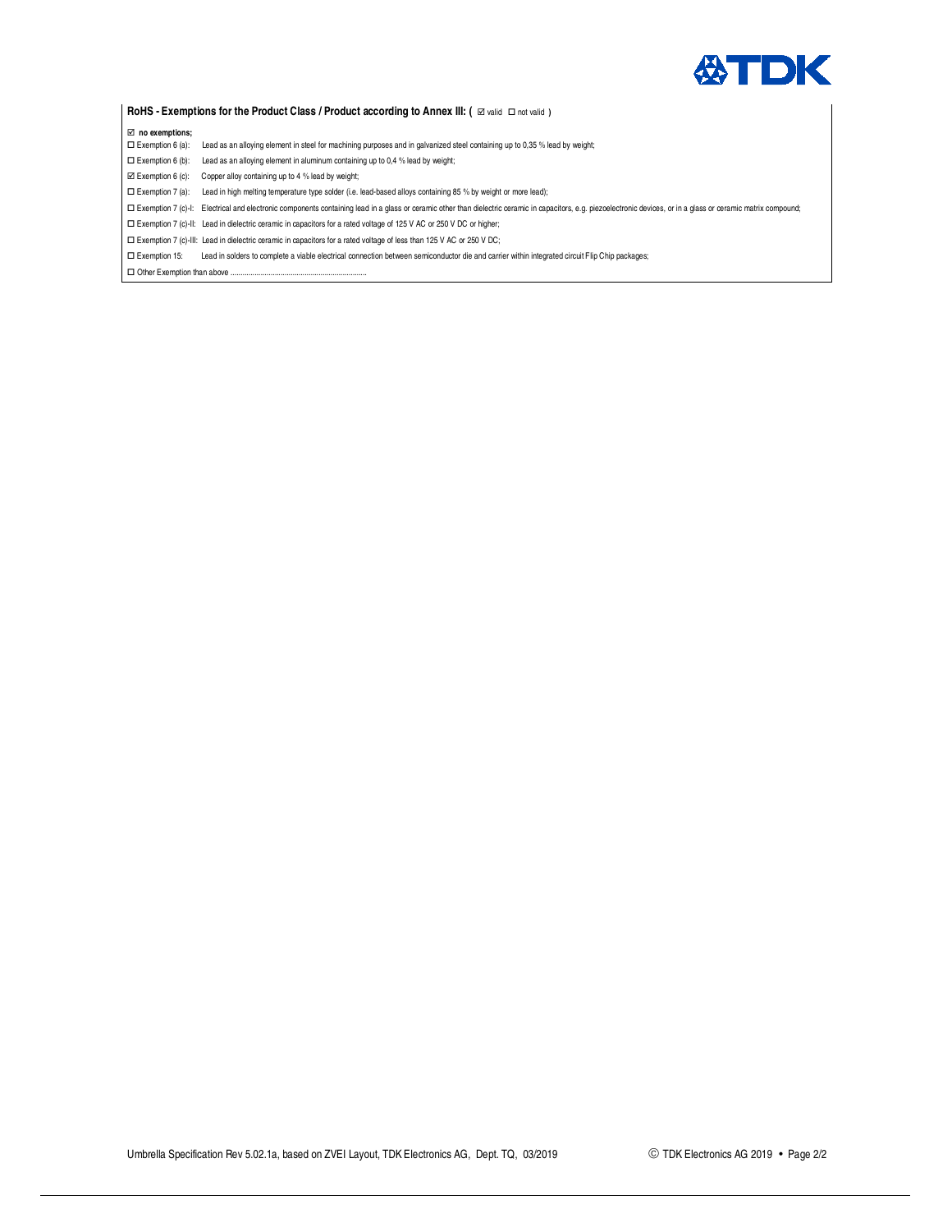**RoHS - Exemptions for the Product Class / Product according to Annex III: ( ☑ valid ☐ not valid )**

☑ **no exemptions;**

☐ Exemption 6 (a): Lead as an alloying element in steel for machining purposes and in galvanized steel containing up to 0,35 % lead by weight;

☐ Exemption 6 (b): Lead as an alloying element in aluminum containing up to 0,4 % lead by weight;

☑ Exemption 6 (c): Copper alloy containing up to 4 % lead by weight;

☐ Exemption 7 (a): Lead in high melting temperature type solder (i.e. lead-based alloys containing 85 % by weight or more lead);

☐ Exemption 7 (c)-I: Electrical and electronic components containing lead in a glass or ceramic other than dielectric ceramic in capacitors, e.g. piezoelectronic devices, or in a glass or ceramic matrix compound;

☐ Exemption 7 (c)-II: Lead in dielectric ceramic in capacitors for a rated voltage of 125 V AC or 250 V DC or higher;

☐ Exemption 7 (c)-III: Lead in dielectric ceramic in capacitors for a rated voltage of less than 125 V AC or 250 V DC;

☐ Exemption 15: Lead in solders to complete a viable electrical connection between semiconductor die and carrier within integrated circuit Flip Chip packages;

☐ Other Exemption than above ......................................................................

Umbrella Specification Rev 5.02.1a, based on ZVEI Layout, TDK Electronics AG, Dept. TQ, 03/2019

© TDK Electronics AG 2019